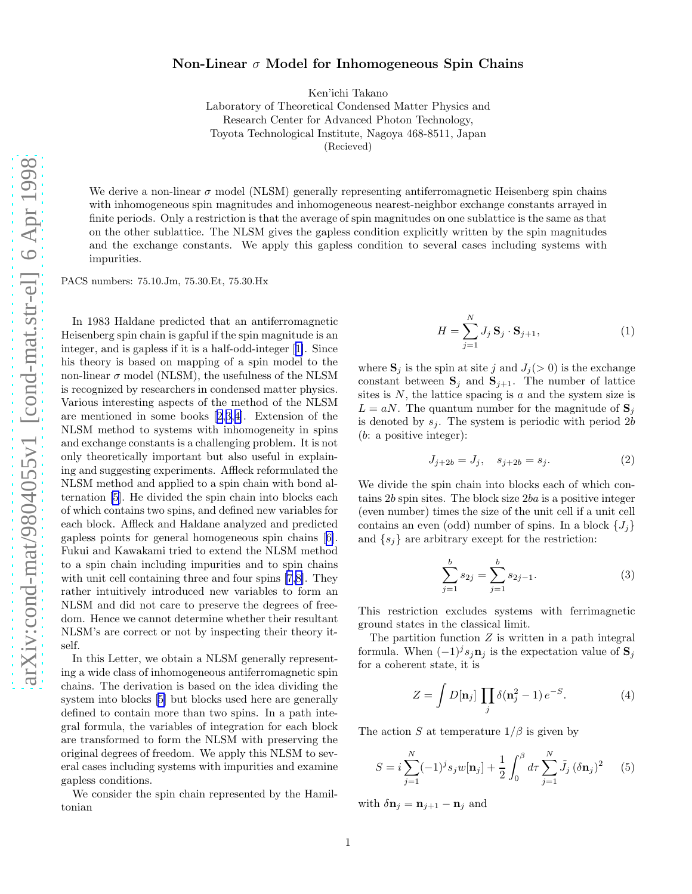# Non-Linear $\sigma$ Model for Inhomogeneous Spin Chains

Ken'ichi Takano

Laboratory of Theoretical Condensed Matter Physics and
Research Center for Advanced Photon Technology,
Toyota Technological Institute, Nagoya 468-8511, Japan
(Recieved)

We derive a non-linear $\sigma$ model (NLSM) generally representing antiferromagnetic Heisenberg spin chains with inhomogeneous spin magnitudes and inhomogeneous nearest-neighbor exchange constants arrayed in finite periods. Only a restriction is that the average of spin magnitudes on one sublattice is the same as that on the other sublattice. The NLSM gives the gapless condition explicitly written by the spin magnitudes and the exchange constants. We apply this gapless condition to several cases including systems with impurities.

PACS numbers: 75.10.Jm, 75.30.Et, 75.30.Hx

In 1983 Haldane predicted that an antiferromagnetic Heisenberg spin chain is gapful if the spin magnitude is an integer, and is gapless if it is a half-odd-integer [1]. Since his theory is based on mapping of a spin model to the non-linear $\sigma$ model (NLSM), the usefulness of the NLSM is recognized by researchers in condensed matter physics. Various interesting aspects of the method of the NLSM are mentioned in some books [2,3,4]. Extension of the NLSM method to systems with inhomogeneity in spins and exchange constants is a challenging problem. It is not only theoretically important but also useful in explaining and suggesting experiments. Affleck reformulated the NLSM method and applied to a spin chain with bond alternation [5]. He divided the spin chain into blocks each of which contains two spins, and defined new variables for each block. Affleck and Haldane analyzed and predicted gapless points for general homogeneous spin chains [6]. Fukui and Kawakami tried to extend the NLSM method to a spin chain including impurities and to spin chains with unit cell containing three and four spins [7,8]. They rather intuitively introduced new variables to form an NLSM and did not care to preserve the degrees of freedom. Hence we cannot determine whether their resultant NLSM's are correct or not by inspecting their theory itself.

In this Letter, we obtain a NLSM generally representing a wide class of inhomogeneous antiferromagnetic spin chains. The derivation is based on the idea dividing the system into blocks [5] but blocks used here are generally defined to contain more than two spins. In a path integral formula, the variables of integration for each block are transformed to form the NLSM with preserving the original degrees of freedom. We apply this NLSM to several cases including systems with impurities and examine gapless conditions.

We consider the spin chain represented by the Hamiltonian

$$H = \sum_{j=1}^{N} J_j \, \mathbf{S}_j \cdot \mathbf{S}_{j+1}, \tag{1}$$

where $\mathbf{S}_j$ is the spin at site $j$ and $J_j (> 0)$ is the exchange constant between $\mathbf{S}_j$ and $\mathbf{S}_{j+1}$. The number of lattice sites is $N$, the lattice spacing is $a$ and the system size is $L = aN$. The quantum number for the magnitude of $\mathbf{S}_j$ is denoted by $s_j$. The system is periodic with period $2b$ ($b$: a positive integer):

$$J_{j+2b} = J_j, \quad s_{j+2b} = s_j. \tag{2}$$

We divide the spin chain into blocks each of which contains $2b$ spin sites. The block size $2ba$ is a positive integer (even number) times the size of the unit cell if a unit cell contains an even (odd) number of spins. In a block $\{J_j\}$ and $\{s_j\}$ are arbitrary except for the restriction:

$$\sum_{j=1}^{b} s_{2j} = \sum_{j=1}^{b} s_{2j-1}. \tag{3}$$

This restriction excludes systems with ferrimagnetic ground states in the classical limit.

The partition function $Z$ is written in a path integral formula. When $(-1)^j s_j \mathbf{n}_j$ is the expectation value of $\mathbf{S}_j$ for a coherent state, it is

$$Z = \int D[\mathbf{n}_j] \prod_j \delta(\mathbf{n}_j^2 - 1) \, e^{-S}. \tag{4}$$

The action $S$ at temperature $1/\beta$ is given by

$$S = i \sum_{j=1}^{N} (-1)^j s_j w[\mathbf{n}_j] + \frac{1}{2} \int_0^\beta d\tau \sum_{j=1}^{N} \tilde{J}_j \, (\delta \mathbf{n}_j)^2 \tag{5}$$

with $\delta \mathbf{n}_j = \mathbf{n}_{j+1} - \mathbf{n}_j$ and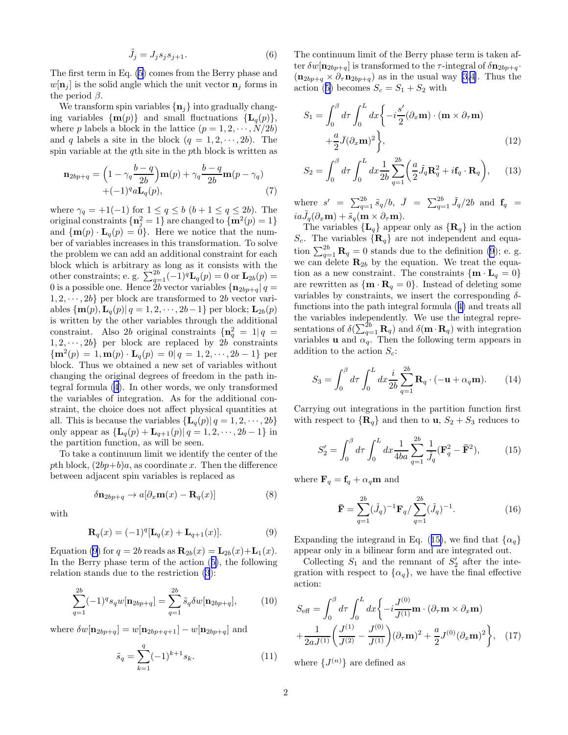$$\tilde{J}_j = J_j s_j s_{j+1}. \tag{6}$$

The first term in Eq. (5) comes from the Berry phase and $w[\mathbf{n}_j]$ is the solid angle which the unit vector $\mathbf{n}_j$ forms in the period $\beta$.

We transform spin variables $\{\mathbf{n}_j\}$ into gradually changing variables $\{\mathbf{m}(p)\}$ and small fluctuations $\{\mathbf{L}_q(p)\}$, where $p$ labels a block in the lattice ($p = 1, 2, \cdots, N/2b$) and $q$ labels a site in the block ($q = 1, 2, \cdots, 2b$). The spin variable at the $q$th site in the $p$th block is written as

$$\mathbf{n}_{2bp+q} = \Big(1 - \gamma_q \frac{b-q}{2b}\Big)\mathbf{m}(p) + \gamma_q \frac{b-q}{2b}\mathbf{m}(p-\gamma_q) + (-1)^q a \mathbf{L}_q(p), \tag{7}$$

where $\gamma_q = +1(-1)$ for $1 \le q \le b$ ($b+1 \le q \le 2b$). The original constraints $\{\mathbf{n}_j^2 = 1\}$ are changed to $\{\mathbf{m}^2(p) = 1\}$ and $\{\mathbf{m}(p) \cdot \mathbf{L}_q(p) = 0\}$. Here we notice that the number of variables increases in this transformation. To solve the problem we can add an additional constraint for each block which is arbitrary as long as it consists with the other constraints; e. g. $\sum_{q=1}^{2b}(-1)^q \mathbf{L}_q(p) = 0$ or $\mathbf{L}_{2b}(p) = 0$ is a possible one. Hence $2b$ vector variables $\{\mathbf{n}_{2bp+q} | q = 1, 2, \cdots, 2b\}$ per block are transformed to $2b$ vector variables $\{\mathbf{m}(p), \mathbf{L}_q(p) | q = 1, 2, \cdots, 2b-1\}$ per block; $\mathbf{L}_{2b}(p)$ is written by the other variables through the additional constraint. Also $2b$ original constraints $\{\mathbf{n}_q^2 = 1 | q = 1, 2, \cdots, 2b\}$ per block are replaced by $2b$ constraints $\{\mathbf{m}^2(p) = 1, \mathbf{m}(p) \cdot \mathbf{L}_q(p) = 0 | q = 1, 2, \cdots, 2b-1\}$ per block. Thus we obtained a new set of variables without changing the original degrees of freedom in the path integral formula (4). In other words, we only transformed the variables of integration. As for the additional constraint, the choice does not affect physical quantities at all. This is because the variables $\{\mathbf{L}_q(p) | q = 1, 2, \cdots, 2b\}$ only appear as $\{\mathbf{L}_q(p) + \mathbf{L}_{q+1}(p) | q = 1, 2, \cdots, 2b-1\}$ in the partition function, as will be seen.

To take a continuum limit we identify the center of the $p$th block, $(2bp + b)a$, as coordinate $x$. Then the difference between adjacent spin variables is replaced as

$$\delta \mathbf{n}_{2bp+q} \to a[\partial_x \mathbf{m}(x) - \mathbf{R}_q(x)] \tag{8}$$

with

$$\mathbf{R}_q(x) = (-1)^q [\mathbf{L}_q(x) + \mathbf{L}_{q+1}(x)]. \tag{9}$$

Equation (9) for $q = 2b$ reads as $\mathbf{R}_{2b}(x) = \mathbf{L}_{2b}(x) + \mathbf{L}_1(x)$. In the Berry phase term of the action (5), the following relation stands due to the restriction (3):

$$\sum_{q=1}^{2b} (-1)^q s_q w[\mathbf{n}_{2bp+q}] = \sum_{q=1}^{2b} \tilde{s}_q \delta w[\mathbf{n}_{2bp+q}], \tag{10}$$

where $\delta w[\mathbf{n}_{2bp+q}] = w[\mathbf{n}_{2bp+q+1}] - w[\mathbf{n}_{2bp+q}]$ and

$$\tilde{s}_q = \sum_{k=1}^{q} (-1)^{k+1} s_k. \tag{11}$$

The continuum limit of the Berry phase term is taken after $\delta w[\mathbf{n}_{2bp+q}]$ is transformed to the $\tau$-integral of $\delta \mathbf{n}_{2bp+q} \cdot (\mathbf{n}_{2bp+q} \times \partial_\tau \mathbf{n}_{2bp+q})$ as in the usual way [3,4]. Thus the action (5) becomes $S_c = S_1 + S_2$ with

$$S_1 = \int_0^\beta d\tau \int_0^L dx \Big\{ -i\frac{s'}{2}(\partial_x \mathbf{m}) \cdot (\mathbf{m} \times \partial_\tau \mathbf{m}) + \frac{a}{2}\bar{J}(\partial_x \mathbf{m})^2 \Big\}, \tag{12}$$

$$S_2 = \int_0^\beta d\tau \int_0^L dx \frac{1}{2b} \sum_{q=1}^{2b} \Big( \frac{a}{2}\tilde{J}_q \mathbf{R}_q^2 + i\mathbf{f}_q \cdot \mathbf{R}_q \Big), \tag{13}$$

where $s' = \sum_{q=1}^{2b} \tilde{s}_q / b$, $\bar{J} = \sum_{q=1}^{2b} \tilde{J}_q / 2b$ and $\mathbf{f}_q = ia\tilde{J}_q(\partial_x \mathbf{m}) + \tilde{s}_q(\mathbf{m} \times \partial_\tau \mathbf{m})$.

The variables $\{\mathbf{L}_q\}$ appear only as $\{\mathbf{R}_q\}$ in the action $S_c$. The variables $\{\mathbf{R}_q\}$ are not independent and equation $\sum_{q=1}^{2b} \mathbf{R}_q = 0$ stands due to the definition (9); e. g. we can delete $\mathbf{R}_{2b}$ by the equation. We treat the equation as a new constraint. The constraints $\{\mathbf{m} \cdot \mathbf{L}_q = 0\}$ are rewritten as $\{\mathbf{m} \cdot \mathbf{R}_q = 0\}$. Instead of deleting some variables by constraints, we insert the corresponding $\delta$-functions into the path integral formula (4) and treats all the variables independently. We use the integral representations of $\delta(\sum_{q=1}^{2b} \mathbf{R}_q)$ and $\delta(\mathbf{m} \cdot \mathbf{R}_q)$ with integration variables $\mathbf{u}$ and $\alpha_q$. Then the following term appears in addition to the action $S_c$:

$$S_3 = \int_0^\beta d\tau \int_0^L dx \frac{i}{2b} \sum_{q=1}^{2b} \mathbf{R}_q \cdot (-\mathbf{u} + \alpha_q \mathbf{m}). \tag{14}$$

Carrying out integrations in the partition function first with respect to $\{\mathbf{R}_q\}$ and then to $\mathbf{u}$, $S_2 + S_3$ reduces to

$$S_2' = \int_0^\beta d\tau \int_0^L dx \frac{1}{4ba} \sum_{q=1}^{2b} \frac{1}{\tilde{J}_q}(\mathbf{F}_q^2 - \bar{\mathbf{F}}^2), \tag{15}$$

where $\mathbf{F}_q = \mathbf{f}_q + \alpha_q \mathbf{m}$ and

$$\bar{\mathbf{F}} = \sum_{q=1}^{2b} (\tilde{J}_q)^{-1} \mathbf{F}_q / \sum_{q=1}^{2b} (\tilde{J}_q)^{-1}. \tag{16}$$

Expanding the integrand in Eq. (15), we find that $\{\alpha_q\}$ appear only in a bilinear form and are integrated out.

Collecting $S_1$ and the remnant of $S_2'$ after the integration with respect to $\{\alpha_q\}$, we have the final effective action:

$$S_{\rm eff} = \int_0^\beta d\tau \int_0^L dx \Big\{ -i\frac{J^{(0)}}{J^{(1)}} \mathbf{m} \cdot (\partial_\tau \mathbf{m} \times \partial_x \mathbf{m}) + \frac{1}{2aJ^{(1)}} \Big( \frac{J^{(1)}}{J^{(2)}} - \frac{J^{(0)}}{J^{(1)}} \Big) (\partial_\tau \mathbf{m})^2 + \frac{a}{2} J^{(0)} (\partial_x \mathbf{m})^2 \Big\}, \tag{17}$$

where $\{J^{(n)}\}$ are defined as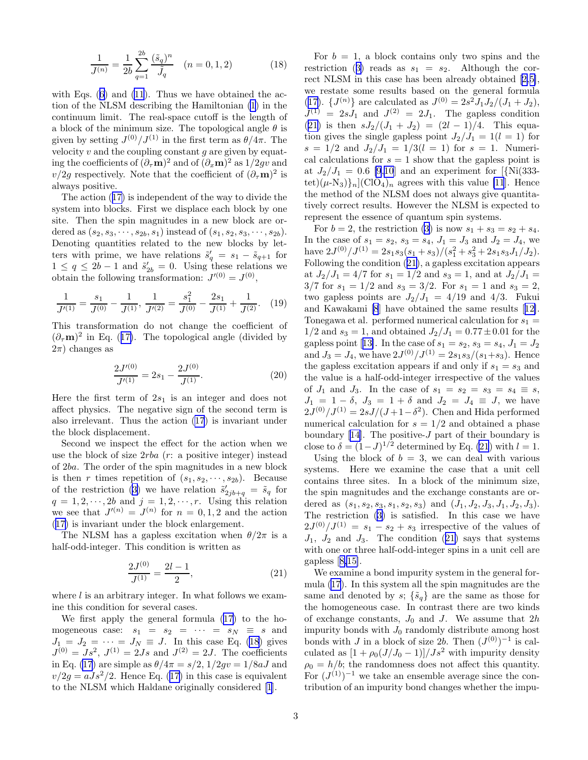$$\frac{1}{J^{(n)}} = \frac{1}{2b}\sum_{q=1}^{2b}\frac{(\tilde{s}_q)^n}{\tilde{J}_q} \quad (n = 0, 1, 2) \tag{18}$$

with Eqs. (6) and (11). Thus we have obtained the action of the NLSM describing the Hamiltonian (1) in the continuum limit. The real-space cutoff is the length of a block of the minimum size. The topological angle $\theta$ is given by setting $J^{(0)}/J^{(1)}$ in the first term as $\theta/4\pi$. The velocity $v$ and the coupling constant $g$ are given by equating the coefficients of $(\partial_\tau \mathbf{m})^2$ and of $(\partial_x \mathbf{m})^2$ as $1/2gv$ and $v/2g$ respectively. Note that the coefficient of $(\partial_\tau \mathbf{m})^2$ is always positive.

The action (17) is independent of the way to divide the system into blocks. First we displace each block by one site. Then the spin magnitudes in a new block are ordered as $(s_2, s_3, \cdots, s_{2b}, s_1)$ instead of $(s_1, s_2, s_3, \cdots, s_{2b})$. Denoting quantities related to the new blocks by letters with prime, we have relations $\tilde{s}'_q = s_1 - \tilde{s}_{q+1}$ for $1 \le q \le 2b-1$ and $\tilde{s}'_{2b} = 0$. Using these relations we obtain the following transformation: $J'^{(0)} = J^{(0)}$,

$$\frac{1}{J'^{(1)}} = \frac{s_1}{J^{(0)}} - \frac{1}{J^{(1)}},\ \frac{1}{J'^{(2)}} = \frac{s_1^2}{J^{(0)}} - \frac{2s_1}{J^{(1)}} + \frac{1}{J^{(2)}}. \tag{19}$$

This transformation do not change the coefficient of $(\partial_\tau \mathbf{m})^2$ in Eq. (17). The topological angle (divided by $2\pi$) changes as

$$\frac{2J'^{(0)}}{J'^{(1)}} = 2s_1 - \frac{2J^{(0)}}{J^{(1)}}. \tag{20}$$

Here the first term of $2s_1$ is an integer and does not affect physics. The negative sign of the second term is also irrelevant. Thus the action (17) is invariant under the block displacement.

Second we inspect the effect for the action when we use the block of size $2rba$ ($r$: a positive integer) instead of $2ba$. The order of the spin magnitudes in a new block is then $r$ times repetition of $(s_1, s_2, \cdots, s_{2b})$. Because of the restriction (3) we have relation $\tilde{s}'_{2jb+q} = \tilde{s}_q$ for $q = 1, 2, \cdots, 2b$ and $j = 1, 2, \cdots, r$. Using this relation we see that $J'^{(n)} = J^{(n)}$ for $n = 0, 1, 2$ and the action (17) is invariant under the block enlargement.

The NLSM has a gapless excitation when $\theta/2\pi$ is a half-odd-integer. This condition is written as

$$\frac{2J^{(0)}}{J^{(1)}} = \frac{2l-1}{2}, \tag{21}$$

where $l$ is an arbitrary integer. In what follows we examine this condition for several cases.

We first apply the general formula (17) to the homogeneous case: $s_1 = s_2 = \cdots = s_N \equiv s$ and $J_1 = J_2 = \cdots = J_N \equiv J$. In this case Eq. (18) gives $J^{(0)} = Js^2$, $J^{(1)} = 2Js$ and $J^{(2)} = 2J$. The coefficients in Eq. (17) are simple as $\theta/4\pi = s/2$, $1/2gv = 1/8aJ$ and $v/2g = aJs^2/2$. Hence Eq. (17) in this case is equivalent to the NLSM which Haldane originally considered [1].

For $b = 1$, a block contains only two spins and the restriction (3) reads as $s_1 = s_2$. Although the correct NLSM in this case has been already obtained [2,5], we restate some results based on the general formula (17). $\{J^{(n)}\}$ are calculated as $J^{(0)} = 2s^2J_1J_2/(J_1+J_2)$, $J^{(1)} = 2sJ_1$ and $J^{(2)} = 2J_1$. The gapless condition (21) is then $sJ_2/(J_1+J_2) = (2l-1)/4$. This equation gives the single gapless point $J_2/J_1 = 1 (l = 1)$ for $s = 1/2$ and $J_2/J_1 = 1/3 (l = 1)$ for $s = 1$. Numerical calculations for $s = 1$ show that the gapless point is at $J_2/J_1 = 0.6$ [9,10] and an experiment for $[\{Ni(333\text{-}tet)(\mu\text{-}N_3)\}_n](ClO_4)_n$ agrees with this value [11]. Hence the method of the NLSM does not always give quantitatively correct results. However the NLSM is expected to represent the essence of quantum spin systems.

For $b = 2$, the restriction (3) is now $s_1 + s_3 = s_2 + s_4$. In the case of $s_1 = s_2$, $s_3 = s_4$, $J_1 = J_3$ and $J_2 = J_4$, we have $2J^{(0)}/J^{(1)} = 2s_1s_3(s_1+s_3)/(s_1^2+s_3^2+2s_1s_3J_1/J_2)$. Following the condition (21), a gapless excitation appears at $J_2/J_1 = 4/7$ for $s_1 = 1/2$ and $s_3 = 1$, and at $J_2/J_1 = 3/7$ for $s_1 = 1/2$ and $s_3 = 3/2$. For $s_1 = 1$ and $s_3 = 2$, two gapless points are $J_2/J_1 = 4/19$ and $4/3$. Fukui and Kawakami [8] have obtained the same results [12]. Tonegawa et al. performed numerical calculation for $s_1 = 1/2$ and $s_3 = 1$, and obtained $J_2/J_1 = 0.77 \pm 0.01$ for the gapless point [13]. In the case of $s_1 = s_2$, $s_3 = s_4$, $J_1 = J_2$ and $J_3 = J_4$, we have $2J^{(0)}/J^{(1)} = 2s_1s_3/(s_1+s_3)$. Hence the gapless excitation appears if and only if $s_1 = s_3$ and the value is a half-odd-integer irrespective of the values of $J_1$ and $J_3$. In the case of $s_1 = s_2 = s_3 = s_4 \equiv s$, $J_1 = 1 - \delta$, $J_3 = 1 + \delta$ and $J_2 = J_4 \equiv J$, we have $2J^{(0)}/J^{(1)} = 2sJ/(J+1-\delta^2)$. Chen and Hida performed numerical calculation for $s = 1/2$ and obtained a phase boundary [14]. The positive-$J$ part of their boundary is close to $\delta = (1-J)^{1/2}$ determined by Eq. (21) with $l = 1$.

Using the block of $b = 3$, we can deal with various systems. Here we examine the case that a unit cell contains three sites. In a block of the minimum size, the spin magnitudes and the exchange constants are ordered as $(s_1, s_2, s_3, s_1, s_2, s_3)$ and $(J_1, J_2, J_3, J_1, J_2, J_3)$. The restriction (3) is satisfied. In this case we have $2J^{(0)}/J^{(1)} = s_1 - s_2 + s_3$ irrespective of the values of $J_1$, $J_2$ and $J_3$. The condition (21) says that systems with one or three half-odd-integer spins in a unit cell are gapless [8,15].

We examine a bond impurity system in the general formula (17). In this system all the spin magnitudes are the same and denoted by $s$; $\{\tilde{s}_q\}$ are the same as those for the homogeneous case. In contrast there are two kinds of exchange constants, $J_0$ and $J$. We assume that $2h$ impurity bonds with $J_0$ randomly distribute among host bonds with $J$ in a block of size $2b$. Then $(J^{(0)})^{-1}$ is calculated as $[1 + \rho_0(J/J_0 - 1)]/Js^2$ with impurity density $\rho_0 = h/b$; the randomness does not affect this quantity. For $(J^{(1)})^{-1}$ we take an ensemble average since the contribution of an impurity bond changes whether the impu-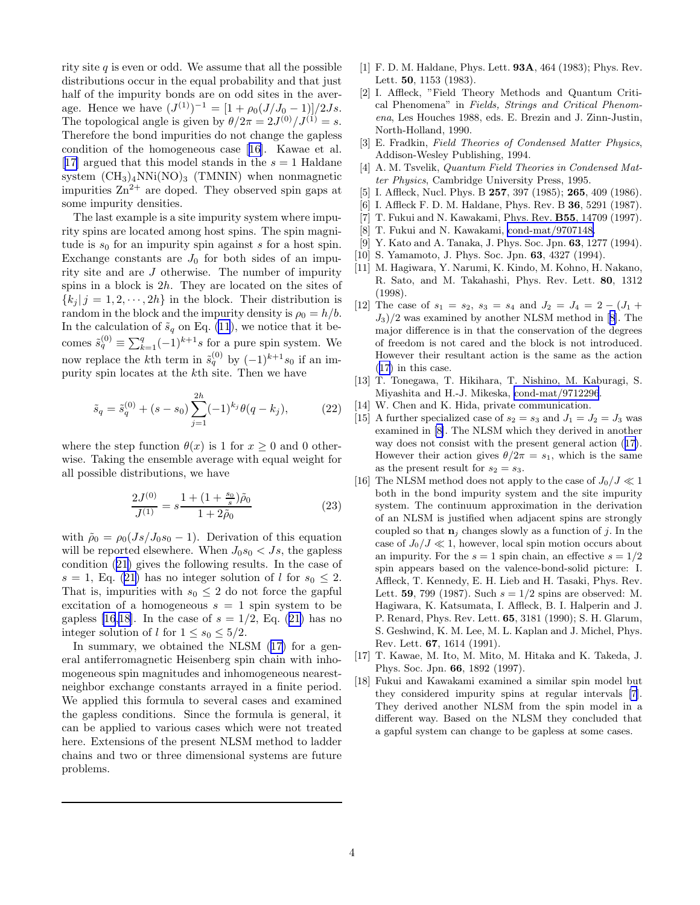rity site $q$ is even or odd. We assume that all the possible distributions occur in the equal probability and that just half of the impurity bonds are on odd sites in the average. Hence we have $(J^{(1)})^{-1} = [1 + \rho_0(J/J_0 - 1)]/2Js$. The topological angle is given by $\theta/2\pi = 2J^{(0)}/J^{(1)} = s$. Therefore the bond impurities do not change the gapless condition of the homogeneous case [16]. Kawae et al. [17] argued that this model stands in the $s = 1$ Haldane system $(CH_3)_4NNi(NO)_3$ (TMNIN) when nonmagnetic impurities $Zn^{2+}$ are doped. They observed spin gaps at some impurity densities.

The last example is a site impurity system where impurity spins are located among host spins. The spin magnitude is $s_0$ for an impurity spin against $s$ for a host spin. Exchange constants are $J_0$ for both sides of an impurity site and are $J$ otherwise. The number of impurity spins in a block is $2h$. They are located on the sites of $\{k_j | j = 1, 2, \cdots, 2h\}$ in the block. Their distribution is random in the block and the impurity density is $\rho_0 = h/b$. In the calculation of $\tilde{s}_q$ on Eq. (11), we notice that it becomes $\tilde{s}_q^{(0)} \equiv \sum_{k=1}^{q} (-1)^{k+1} s$ for a pure spin system. We now replace the $k$th term in $\tilde{s}_q^{(0)}$ by $(-1)^{k+1} s_0$ if an impurity spin locates at the $k$th site. Then we have

$$\tilde{s}_q = \tilde{s}_q^{(0)} + (s - s_0) \sum_{j=1}^{2h} (-1)^{k_j} \theta(q - k_j), \tag{22}$$

where the step function $\theta(x)$ is 1 for $x \geq 0$ and 0 otherwise. Taking the ensemble average with equal weight for all possible distributions, we have

$$\frac{2J^{(0)}}{J^{(1)}} = s \frac{1 + (1 + \frac{s_0}{s})\tilde{\rho}_0}{1 + 2\tilde{\rho}_0} \tag{23}$$

with $\tilde{\rho}_0 = \rho_0(Js/J_0 s_0 - 1)$. Derivation of this equation will be reported elsewhere. When $J_0 s_0 < Js$, the gapless condition (21) gives the following results. In the case of $s = 1$, Eq. (21) has no integer solution of $l$ for $s_0 \leq 2$. That is, impurities with $s_0 \leq 2$ do not force the gapful excitation of a homogeneous $s = 1$ spin system to be gapless [16,18]. In the case of $s = 1/2$, Eq. (21) has no integer solution of $l$ for $1 \leq s_0 \leq 5/2$.

In summary, we obtained the NLSM (17) for a general antiferromagnetic Heisenberg spin chain with inhomogeneous spin magnitudes and inhomogeneous nearest-neighbor exchange constants arrayed in a finite period. We applied this formula to several cases and examined the gapless conditions. Since the formula is general, it can be applied to various cases which were not treated here. Extensions of the present NLSM method to ladder chains and two or three dimensional systems are future problems.

---

[1] F. D. M. Haldane, Phys. Lett. **93A**, 464 (1983); Phys. Rev. Lett. **50**, 1153 (1983).

[2] I. Affleck, "Field Theory Methods and Quantum Critical Phenomena" in *Fields, Strings and Critical Phenomena*, Les Houches 1988, eds. E. Brezin and J. Zinn-Justin, North-Holland, 1990.

[3] E. Fradkin, *Field Theories of Condensed Matter Physics*, Addison-Wesley Publishing, 1994.

[4] A. M. Tsvelik, *Quantum Field Theories in Condensed Matter Physics*, Cambridge University Press, 1995.

[5] I. Affleck, Nucl. Phys. B **257**, 397 (1985); **265**, 409 (1986).

[6] I. Affleck F. D. M. Haldane, Phys. Rev. B **36**, 5291 (1987).

[7] T. Fukui and N. Kawakami, Phys. Rev. **B55**, 14709 (1997).

[8] T. Fukui and N. Kawakami, cond-mat/9707148.

[9] Y. Kato and A. Tanaka, J. Phys. Soc. Jpn. **63**, 1277 (1994).

[10] S. Yamamoto, J. Phys. Soc. Jpn. **63**, 4327 (1994).

[11] M. Hagiwara, Y. Narumi, K. Kindo, M. Kohno, H. Nakano, R. Sato, and M. Takahashi, Phys. Rev. Lett. **80**, 1312 (1998).

[12] The case of $s_1 = s_2$, $s_3 = s_4$ and $J_2 = J_4 = 2 - (J_1 + J_3)/2$ was examined by another NLSM method in [8]. The major difference is in that the conservation of the degrees of freedom is not cared and the block is not introduced. However their resultant action is the same as the action (17) in this case.

[13] T. Tonegawa, T. Hikihara, T. Nishino, M. Kaburagi, S. Miyashita and H.-J. Mikeska, cond-mat/9712296.

[14] W. Chen and K. Hida, private communication.

[15] A further specialized case of $s_2 = s_3$ and $J_1 = J_2 = J_3$ was examined in [8]. The NLSM which they derived in another way does not consist with the present general action (17). However their action gives $\theta/2\pi = s_1$, which is the same as the present result for $s_2 = s_3$.

[16] The NLSM method does not apply to the case of $J_0/J \ll 1$ both in the bond impurity system and the site impurity system. The continuum approximation in the derivation of an NLSM is justified when adjacent spins are strongly coupled so that $\mathbf{n}_j$ changes slowly as a function of $j$. In the case of $J_0/J \ll 1$, however, local spin motion occurs about an impurity. For the $s = 1$ spin chain, an effective $s = 1/2$ spin appears based on the valence-bond-solid picture: I. Affleck, T. Kennedy, E. H. Lieb and H. Tasaki, Phys. Rev. Lett. **59**, 799 (1987). Such $s = 1/2$ spins are observed: M. Hagiwara, K. Katsumata, I. Affleck, B. I. Halperin and J. P. Renard, Phys. Rev. Lett. **65**, 3181 (1990); S. H. Glarum, S. Geshwind, K. M. Lee, M. L. Kaplan and J. Michel, Phys. Rev. Lett. **67**, 1614 (1991).

[17] T. Kawae, M. Ito, M. Mito, M. Hitaka and K. Takeda, J. Phys. Soc. Jpn. **66**, 1892 (1997).

[18] Fukui and Kawakami examined a similar spin model but they considered impurity spins at regular intervals [7]. They derived another NLSM from the spin model in a different way. Based on the NLSM they concluded that a gapful system can change to be gapless at some cases.